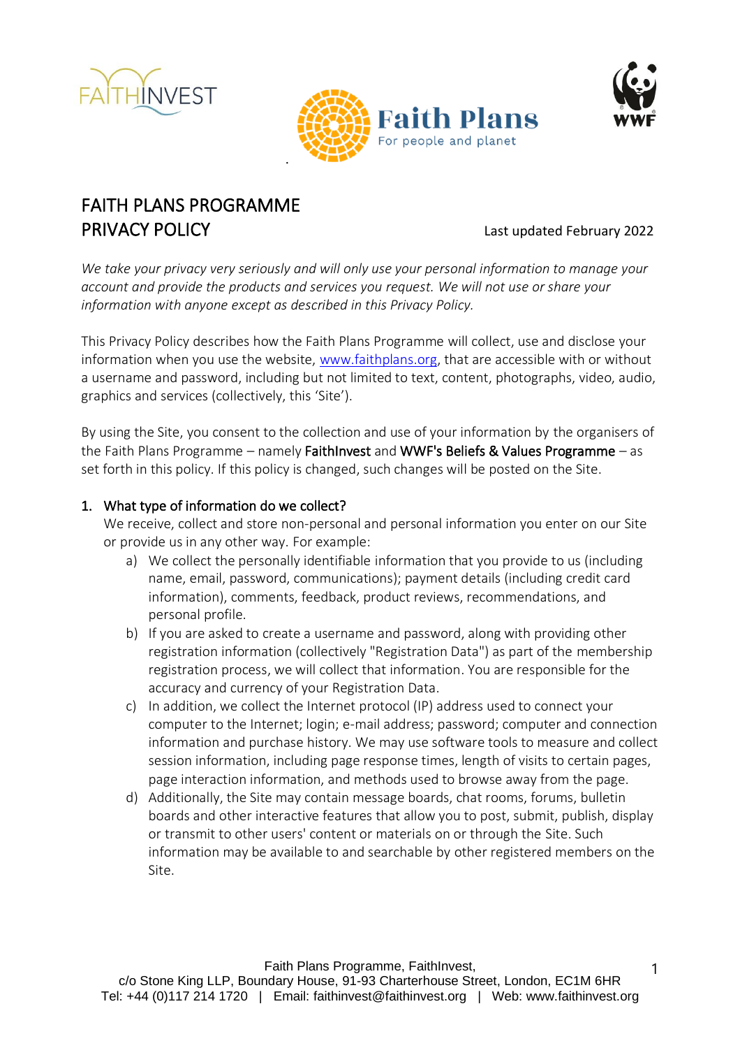# FAITH PLANS PROGRAMME PRIVACY POLICY

Last updated February 2022

*We take your privacy very seriously and will only use your personal information to manage your account and provide the products and services you request. We will not use or share your information with anyone except as described in this Privacy Policy.*

This Privacy Policy describes how the Faith Plans Programme will collect, use and disclose your information when you use the website, www.faithplans.org, that are accessible with or without a username and password, including but not limited to text, content, photographs, video, audio, graphics and services (collectively, this 'Site').

By using the Site, you consent to the collection and use of your information by the organisers of the Faith Plans Programme – namely **FaithInvest** and **WWF's Beliefs & Values Programme** – as set forth in this policy. If this policy is changed, such changes will be posted on the Site.

## 1. What type of information do we collect?

We receive, collect and store non-personal and personal information you enter on our Site or provide us in any other way. For example:

a) We collect the personally identifiable information that you provide to us (including name, email, password, communications); payment details (including credit card information), comments, feedback, product reviews, recommendations, and personal profile.

b) If you are asked to create a username and password, along with providing other registration information (collectively "Registration Data") as part of the membership registration process, we will collect that information. You are responsible for the accuracy and currency of your Registration Data.

c) In addition, we collect the Internet protocol (IP) address used to connect your computer to the Internet; login; e-mail address; password; computer and connection information and purchase history. We may use software tools to measure and collect session information, including page response times, length of visits to certain pages, page interaction information, and methods used to browse away from the page.

d) Additionally, the Site may contain message boards, chat rooms, forums, bulletin boards and other interactive features that allow you to post, submit, publish, display or transmit to other users' content or materials on or through the Site. Such information may be available to and searchable by other registered members on the Site.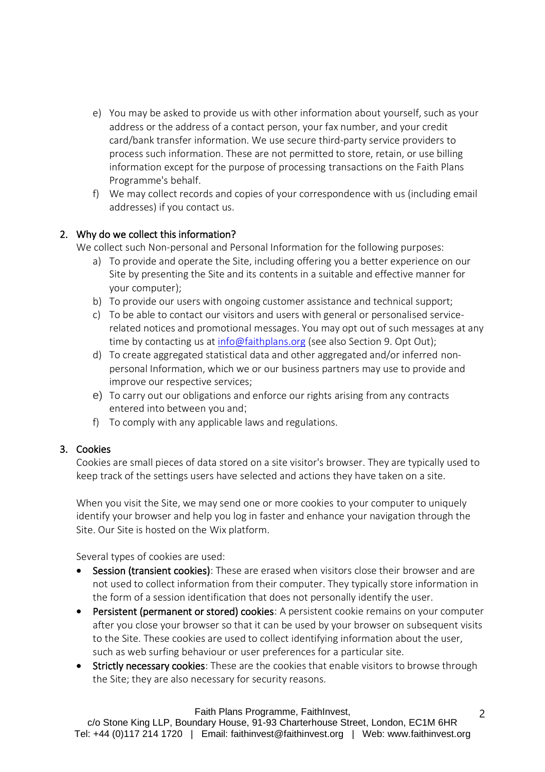e) You may be asked to provide us with other information about yourself, such as your address or the address of a contact person, your fax number, and your credit card/bank transfer information. We use secure third-party service providers to process such information. These are not permitted to store, retain, or use billing information except for the purpose of processing transactions on the Faith Plans Programme's behalf.

f) We may collect records and copies of your correspondence with us (including email addresses) if you contact us.

## 2. Why do we collect this information?

We collect such Non-personal and Personal Information for the following purposes:

a) To provide and operate the Site, including offering you a better experience on our Site by presenting the Site and its contents in a suitable and effective manner for your computer);

b) To provide our users with ongoing customer assistance and technical support;

c) To be able to contact our visitors and users with general or personalised service-related notices and promotional messages. You may opt out of such messages at any time by contacting us at info@faithplans.org (see also Section 9. Opt Out);

d) To create aggregated statistical data and other aggregated and/or inferred non-personal Information, which we or our business partners may use to provide and improve our respective services;

e) To carry out our obligations and enforce our rights arising from any contracts entered into between you and;

f) To comply with any applicable laws and regulations.

## 3. Cookies

Cookies are small pieces of data stored on a site visitor's browser. They are typically used to keep track of the settings users have selected and actions they have taken on a site.

When you visit the Site, we may send one or more cookies to your computer to uniquely identify your browser and help you log in faster and enhance your navigation through the Site. Our Site is hosted on the Wix platform.

Several types of cookies are used:

- **Session (transient cookies)**: These are erased when visitors close their browser and are not used to collect information from their computer. They typically store information in the form of a session identification that does not personally identify the user.
- **Persistent (permanent or stored) cookies**: A persistent cookie remains on your computer after you close your browser so that it can be used by your browser on subsequent visits to the Site. These cookies are used to collect identifying information about the user, such as web surfing behaviour or user preferences for a particular site.
- **Strictly necessary cookies**: These are the cookies that enable visitors to browse through the Site; they are also necessary for security reasons.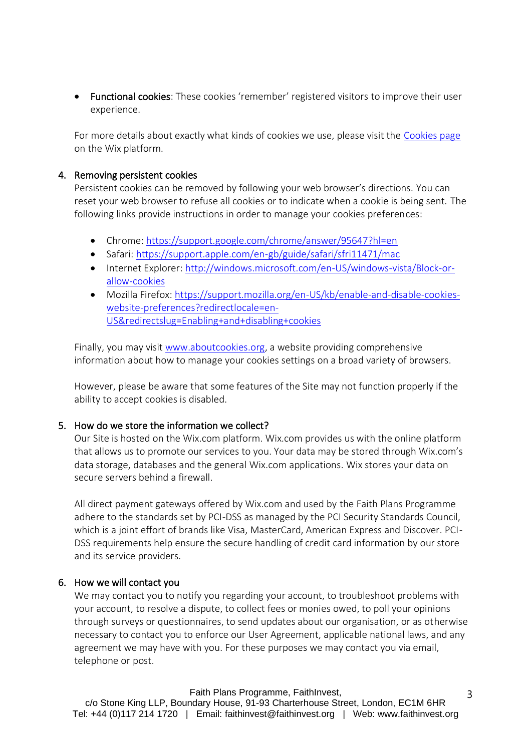- **Functional cookies**: These cookies 'remember' registered visitors to improve their user experience.

For more details about exactly what kinds of cookies we use, please visit the [Cookies page](#) on the Wix platform.

## 4. Removing persistent cookies

Persistent cookies can be removed by following your web browser's directions. You can reset your web browser to refuse all cookies or to indicate when a cookie is being sent. The following links provide instructions in order to manage your cookies preferences:

- Chrome: https://support.google.com/chrome/answer/95647?hl=en
- Safari: https://support.apple.com/en-gb/guide/safari/sfri11471/mac
- Internet Explorer: http://windows.microsoft.com/en-US/windows-vista/Block-or-allow-cookies
- Mozilla Firefox: https://support.mozilla.org/en-US/kb/enable-and-disable-cookies-website-preferences?redirectlocale=en-US&redirectslug=Enabling+and+disabling+cookies

Finally, you may visit www.aboutcookies.org, a website providing comprehensive information about how to manage your cookies settings on a broad variety of browsers.

However, please be aware that some features of the Site may not function properly if the ability to accept cookies is disabled.

## 5. How do we store the information we collect?

Our Site is hosted on the Wix.com platform. Wix.com provides us with the online platform that allows us to promote our services to you. Your data may be stored through Wix.com's data storage, databases and the general Wix.com applications. Wix stores your data on secure servers behind a firewall.

All direct payment gateways offered by Wix.com and used by the Faith Plans Programme adhere to the standards set by PCI-DSS as managed by the PCI Security Standards Council, which is a joint effort of brands like Visa, MasterCard, American Express and Discover. PCI-DSS requirements help ensure the secure handling of credit card information by our store and its service providers.

## 6. How we will contact you

We may contact you to notify you regarding your account, to troubleshoot problems with your account, to resolve a dispute, to collect fees or monies owed, to poll your opinions through surveys or questionnaires, to send updates about our organisation, or as otherwise necessary to contact you to enforce our User Agreement, applicable national laws, and any agreement we may have with you. For these purposes we may contact you via email, telephone or post.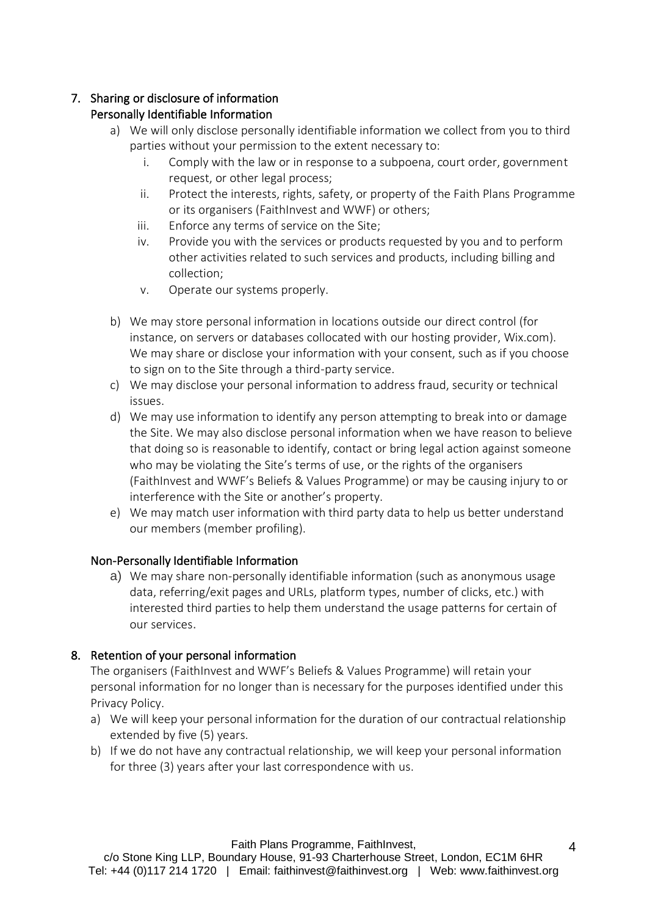## 7. Sharing or disclosure of information

### Personally Identifiable Information

a) We will only disclose personally identifiable information we collect from you to third parties without your permission to the extent necessary to:

   i. Comply with the law or in response to a subpoena, court order, government request, or other legal process;

   ii. Protect the interests, rights, safety, or property of the Faith Plans Programme or its organisers (FaithInvest and WWF) or others;

   iii. Enforce any terms of service on the Site;

   iv. Provide you with the services or products requested by you and to perform other activities related to such services and products, including billing and collection;

   v. Operate our systems properly.

b) We may store personal information in locations outside our direct control (for instance, on servers or databases collocated with our hosting provider, Wix.com). We may share or disclose your information with your consent, such as if you choose to sign on to the Site through a third-party service.

c) We may disclose your personal information to address fraud, security or technical issues.

d) We may use information to identify any person attempting to break into or damage the Site. We may also disclose personal information when we have reason to believe that doing so is reasonable to identify, contact or bring legal action against someone who may be violating the Site's terms of use, or the rights of the organisers (FaithInvest and WWF's Beliefs & Values Programme) or may be causing injury to or interference with the Site or another's property.

e) We may match user information with third party data to help us better understand our members (member profiling).

### Non-Personally Identifiable Information

a) We may share non-personally identifiable information (such as anonymous usage data, referring/exit pages and URLs, platform types, number of clicks, etc.) with interested third parties to help them understand the usage patterns for certain of our services.

## 8. Retention of your personal information

The organisers (FaithInvest and WWF's Beliefs & Values Programme) will retain your personal information for no longer than is necessary for the purposes identified under this Privacy Policy.

a) We will keep your personal information for the duration of our contractual relationship extended by five (5) years.

b) If we do not have any contractual relationship, we will keep your personal information for three (3) years after your last correspondence with us.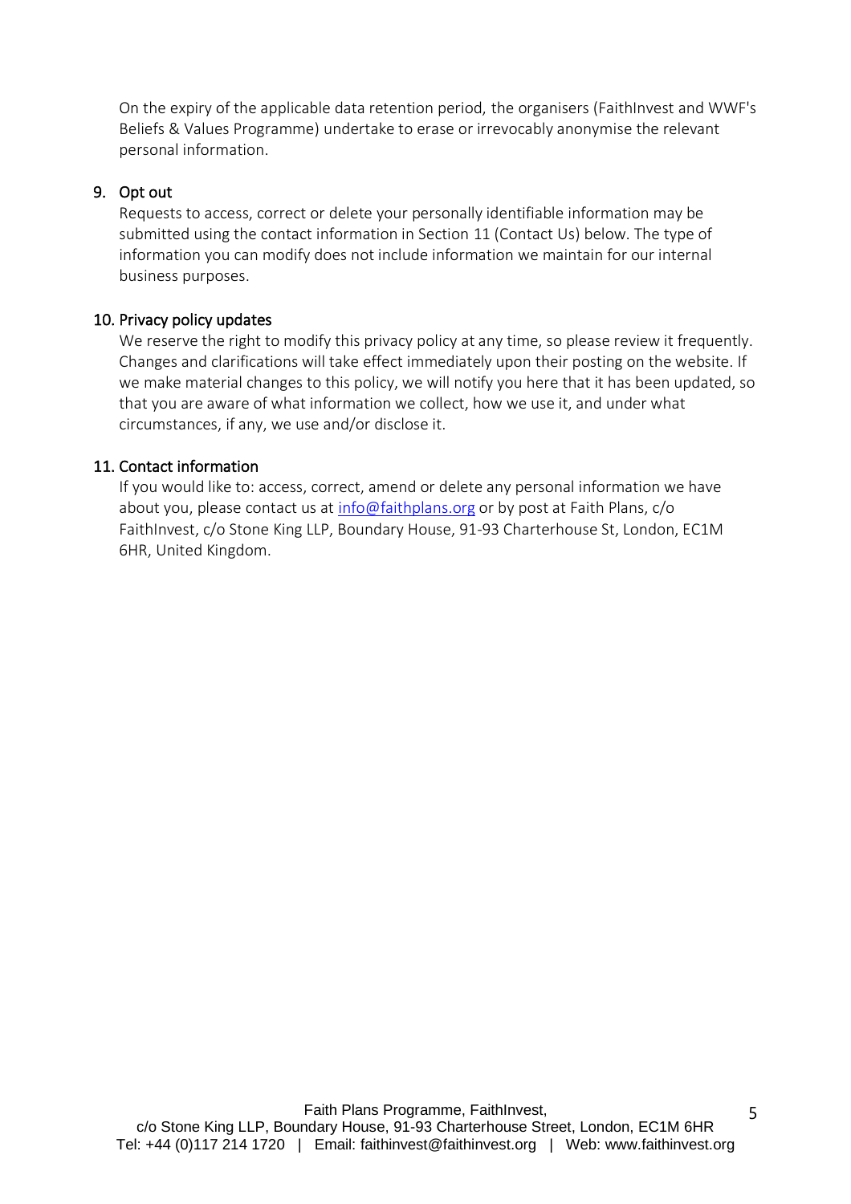On the expiry of the applicable data retention period, the organisers (FaithInvest and WWF's Beliefs & Values Programme) undertake to erase or irrevocably anonymise the relevant personal information.

## 9. Opt out

Requests to access, correct or delete your personally identifiable information may be submitted using the contact information in Section 11 (Contact Us) below. The type of information you can modify does not include information we maintain for our internal business purposes.

## 10. Privacy policy updates

We reserve the right to modify this privacy policy at any time, so please review it frequently. Changes and clarifications will take effect immediately upon their posting on the website. If we make material changes to this policy, we will notify you here that it has been updated, so that you are aware of what information we collect, how we use it, and under what circumstances, if any, we use and/or disclose it.

## 11. Contact information

If you would like to: access, correct, amend or delete any personal information we have about you, please contact us at info@faithplans.org or by post at Faith Plans, c/o FaithInvest, c/o Stone King LLP, Boundary House, 91-93 Charterhouse St, London, EC1M 6HR, United Kingdom.